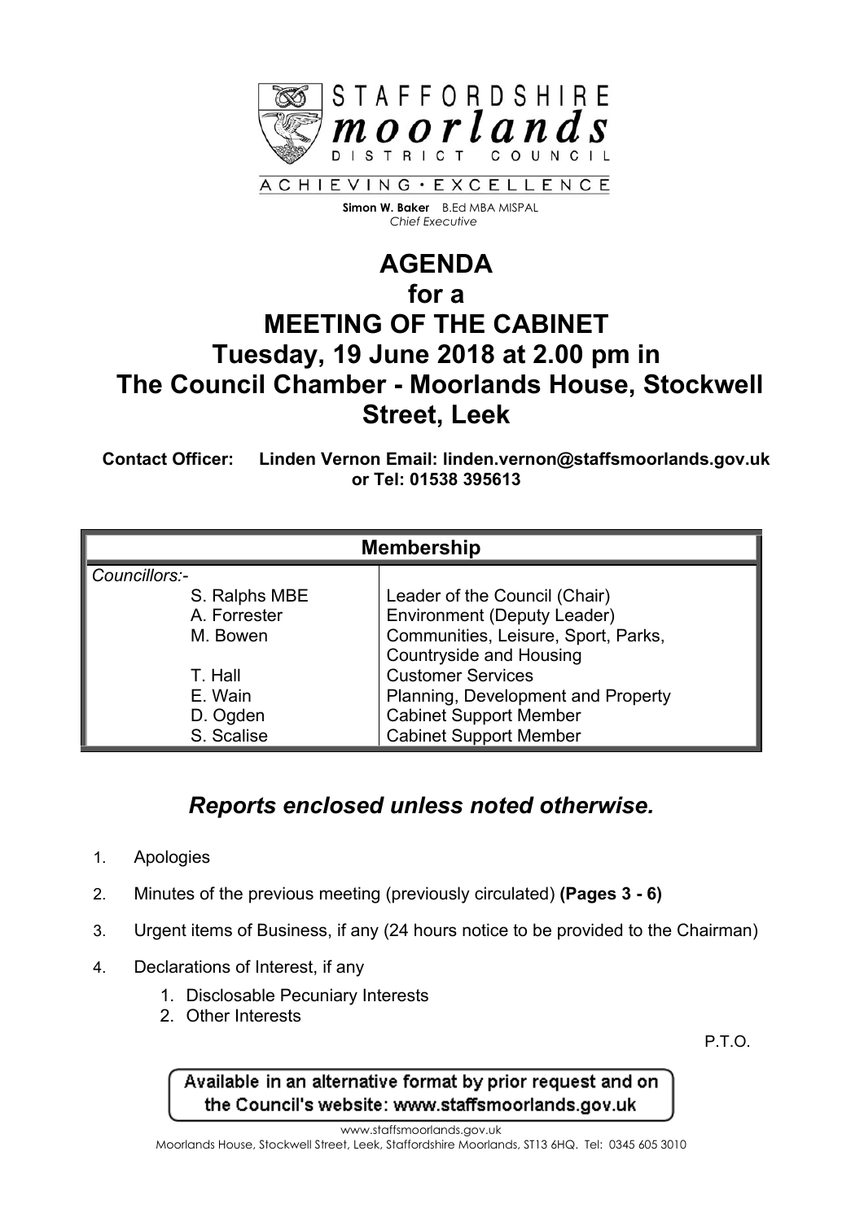STAFFORDSHIRE **moorlands** DISTRICT COUNCIL

ACHIEVING • EXCELLENCE

**Simon W. Baker** B.Ed MBA MISPAL
*Chief Executive*

# AGENDA
# for a
# MEETING OF THE CABINET
# Tuesday, 19 June 2018 at 2.00 pm in
# The Council Chamber - Moorlands House, Stockwell Street, Leek

**Contact Officer: Linden Vernon Email: linden.vernon@staffsmoorlands.gov.uk or Tel: 01538 395613**

| Membership | |
|---|---|
| *Councillors:-* | |
| S. Ralphs MBE | Leader of the Council (Chair) |
| A. Forrester | Environment (Deputy Leader) |
| M. Bowen | Communities, Leisure, Sport, Parks, Countryside and Housing |
| T. Hall | Customer Services |
| E. Wain | Planning, Development and Property |
| D. Ogden | Cabinet Support Member |
| S. Scalise | Cabinet Support Member |

## *Reports enclosed unless noted otherwise.*

1. Apologies
2. Minutes of the previous meeting (previously circulated) **(Pages 3 - 6)**
3. Urgent items of Business, if any (24 hours notice to be provided to the Chairman)
4. Declarations of Interest, if any
   1. Disclosable Pecuniary Interests
   2. Other Interests

P.T.O.

Available in an alternative format by prior request and on the Council's website: www.staffsmoorlands.gov.uk

www.staffsmoorlands.gov.uk
Moorlands House, Stockwell Street, Leek, Staffordshire Moorlands, ST13 6HQ. Tel: 0345 605 3010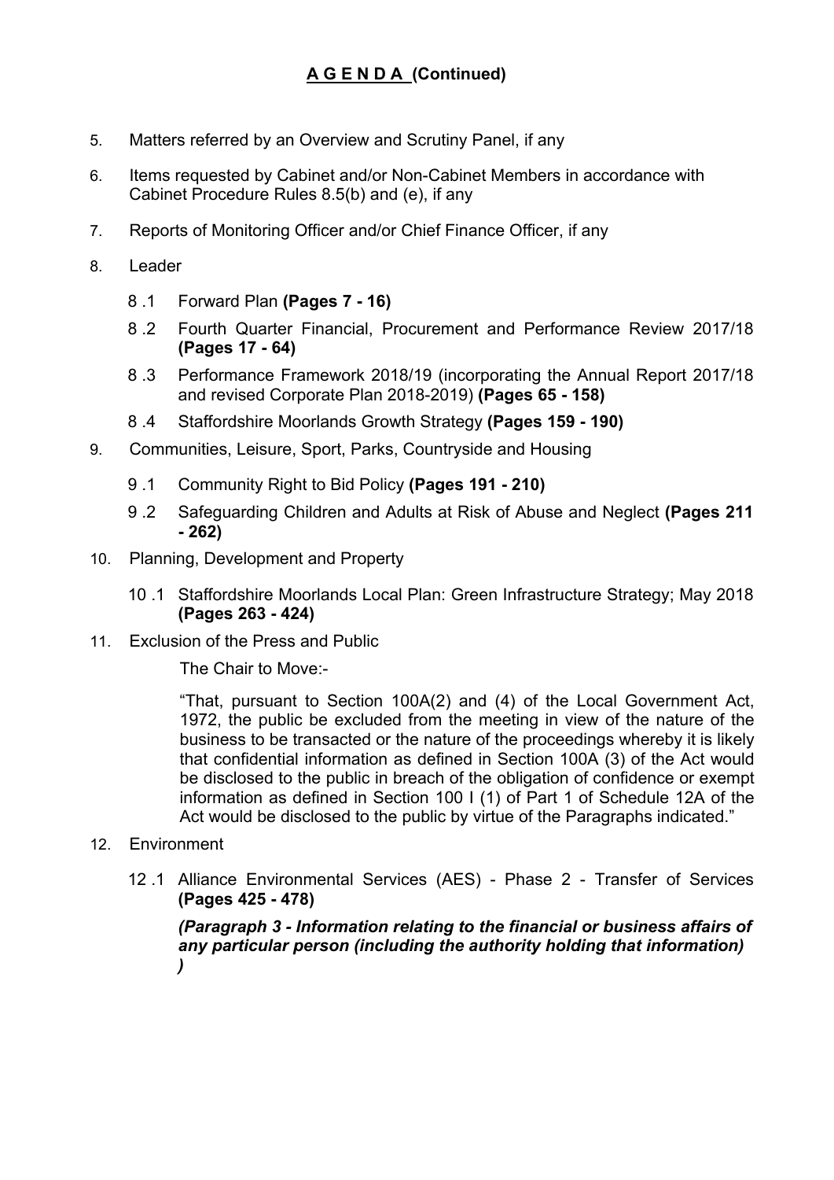## A G E N D A (Continued)

5. Matters referred by an Overview and Scrutiny Panel, if any
6. Items requested by Cabinet and/or Non-Cabinet Members in accordance with Cabinet Procedure Rules 8.5(b) and (e), if any
7. Reports of Monitoring Officer and/or Chief Finance Officer, if any
8. Leader
   - 8 .1 Forward Plan **(Pages 7 - 16)**
   - 8 .2 Fourth Quarter Financial, Procurement and Performance Review 2017/18 **(Pages 17 - 64)**
   - 8 .3 Performance Framework 2018/19 (incorporating the Annual Report 2017/18 and revised Corporate Plan 2018-2019) **(Pages 65 - 158)**
   - 8 .4 Staffordshire Moorlands Growth Strategy **(Pages 159 - 190)**
9. Communities, Leisure, Sport, Parks, Countryside and Housing
   - 9 .1 Community Right to Bid Policy **(Pages 191 - 210)**
   - 9 .2 Safeguarding Children and Adults at Risk of Abuse and Neglect **(Pages 211 - 262)**
10. Planning, Development and Property
    - 10 .1 Staffordshire Moorlands Local Plan: Green Infrastructure Strategy; May 2018 **(Pages 263 - 424)**
11. Exclusion of the Press and Public

    The Chair to Move:-

    "That, pursuant to Section 100A(2) and (4) of the Local Government Act, 1972, the public be excluded from the meeting in view of the nature of the business to be transacted or the nature of the proceedings whereby it is likely that confidential information as defined in Section 100A (3) of the Act would be disclosed to the public in breach of the obligation of confidence or exempt information as defined in Section 100 I (1) of Part 1 of Schedule 12A of the Act would be disclosed to the public by virtue of the Paragraphs indicated."
12. Environment
    - 12 .1 Alliance Environmental Services (AES) - Phase 2 - Transfer of Services **(Pages 425 - 478)**

      ***(Paragraph 3 - Information relating to the financial or business affairs of any particular person (including the authority holding that information) )***